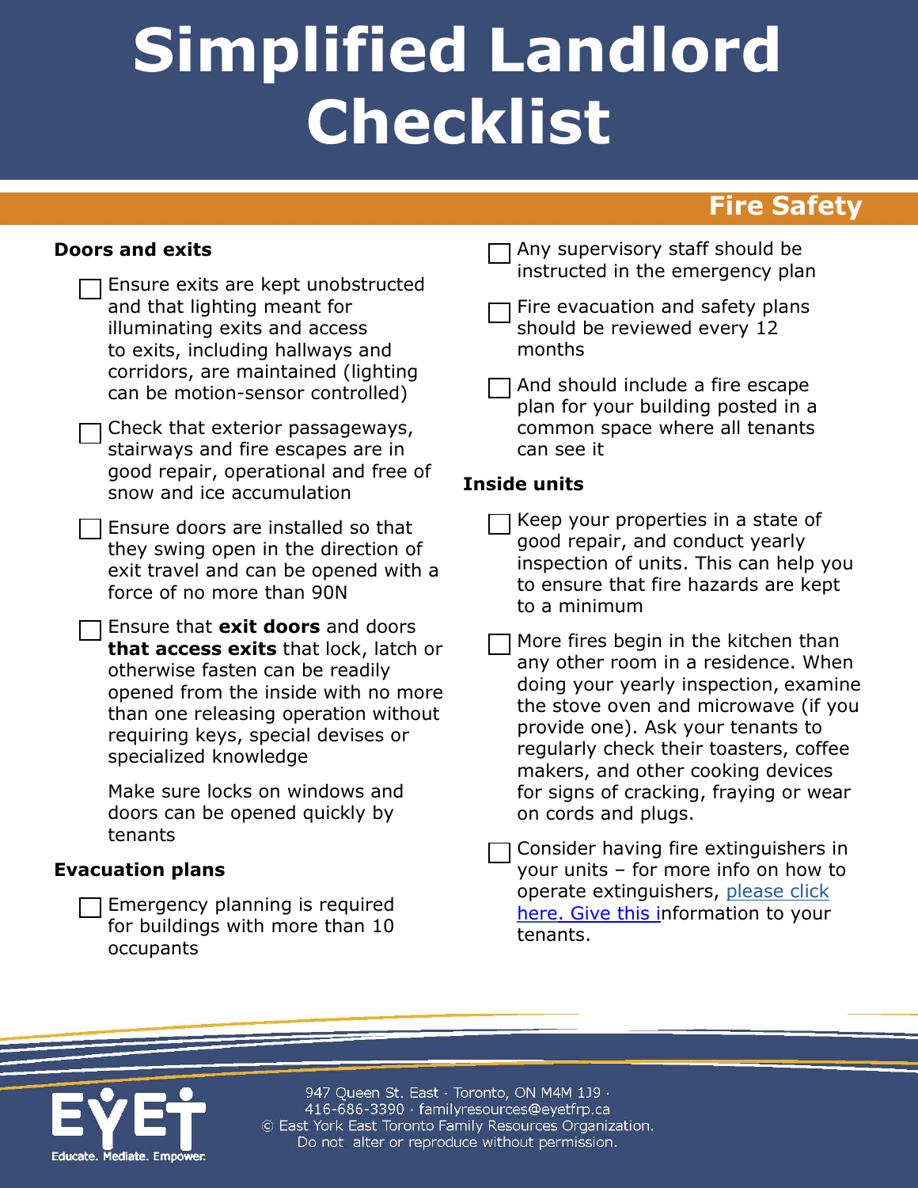# Simplified Landlord Checklist

## Fire Safety

### Doors and exits

- [ ] Ensure exits are kept unobstructed and that lighting meant for illuminating exits and access to exits, including hallways and corridors, are maintained (lighting can be motion-sensor controlled)
- [ ] Check that exterior passageways, stairways and fire escapes are in good repair, operational and free of snow and ice accumulation
- [ ] Ensure doors are installed so that they swing open in the direction of exit travel and can be opened with a force of no more than 90N
- [ ] Ensure that **exit doors** and doors **that access exits** that lock, latch or otherwise fasten can be readily opened from the inside with no more than one releasing operation without requiring keys, special devises or specialized knowledge

  Make sure locks on windows and doors can be opened quickly by tenants

### Evacuation plans

- [ ] Emergency planning is required for buildings with more than 10 occupants
- [ ] Any supervisory staff should be instructed in the emergency plan
- [ ] Fire evacuation and safety plans should be reviewed every 12 months
- [ ] And should include a fire escape plan for your building posted in a common space where all tenants can see it

### Inside units

- [ ] Keep your properties in a state of good repair, and conduct yearly inspection of units. This can help you to ensure that fire hazards are kept to a minimum
- [ ] More fires begin in the kitchen than any other room in a residence. When doing your yearly inspection, examine the stove oven and microwave (if you provide one). Ask your tenants to regularly check their toasters, coffee makers, and other cooking devices for signs of cracking, fraying or wear on cords and plugs.
- [ ] Consider having fire extinguishers in your units – for more info on how to operate extinguishers, please click here. Give this information to your tenants.

947 Queen St. East · Toronto, ON M4M 1J9 · 416-686-3390 · familyresources@eyetfrp.ca
© East York East Toronto Family Resources Organization. Do not alter or reproduce without permission.

EYET Educate. Mediate. Empower.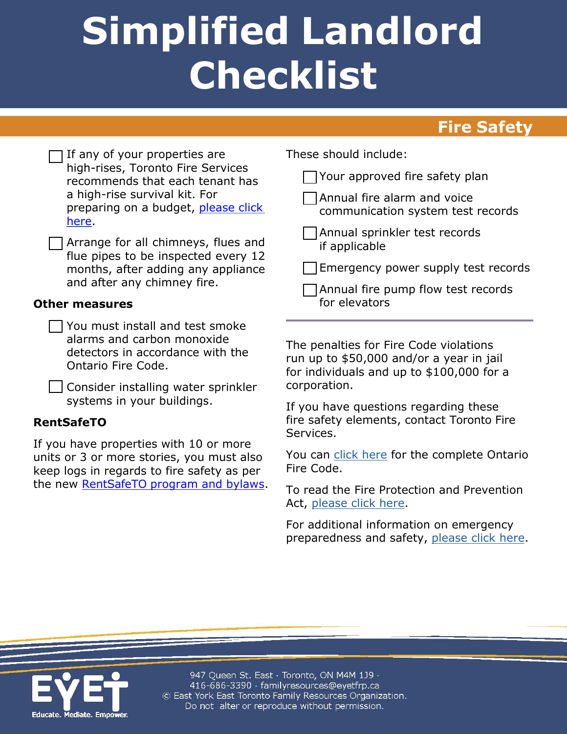# Simplified Landlord Checklist

## Fire Safety

- [ ] If any of your properties are high-rises, Toronto Fire Services recommends that each tenant has a high-rise survival kit. For preparing on a budget, please click here.
- [ ] Arrange for all chimneys, flues and flue pipes to be inspected every 12 months, after adding any appliance and after any chimney fire.

### Other measures

- [ ] You must install and test smoke alarms and carbon monoxide detectors in accordance with the Ontario Fire Code.
- [ ] Consider installing water sprinkler systems in your buildings.

### RentSafeTO

If you have properties with 10 or more units or 3 or more stories, you must also keep logs in regards to fire safety as per the new RentSafeTO program and bylaws.

These should include:

- [ ] Your approved fire safety plan
- [ ] Annual fire alarm and voice communication system test records
- [ ] Annual sprinkler test records if applicable
- [ ] Emergency power supply test records
- [ ] Annual fire pump flow test records for elevators

---

The penalties for Fire Code violations run up to $50,000 and/or a year in jail for individuals and up to $100,000 for a corporation.

If you have questions regarding these fire safety elements, contact Toronto Fire Services.

You can click here for the complete Ontario Fire Code.

To read the Fire Protection and Prevention Act, please click here.

For additional information on emergency preparedness and safety, please click here.

EYET
Educate. Mediate. Empower.

947 Queen St. East · Toronto, ON M4M 1J9 · 416-686-3390 · familyresources@eyetfrp.ca
© East York East Toronto Family Resources Organization.
Do not alter or reproduce without permission.